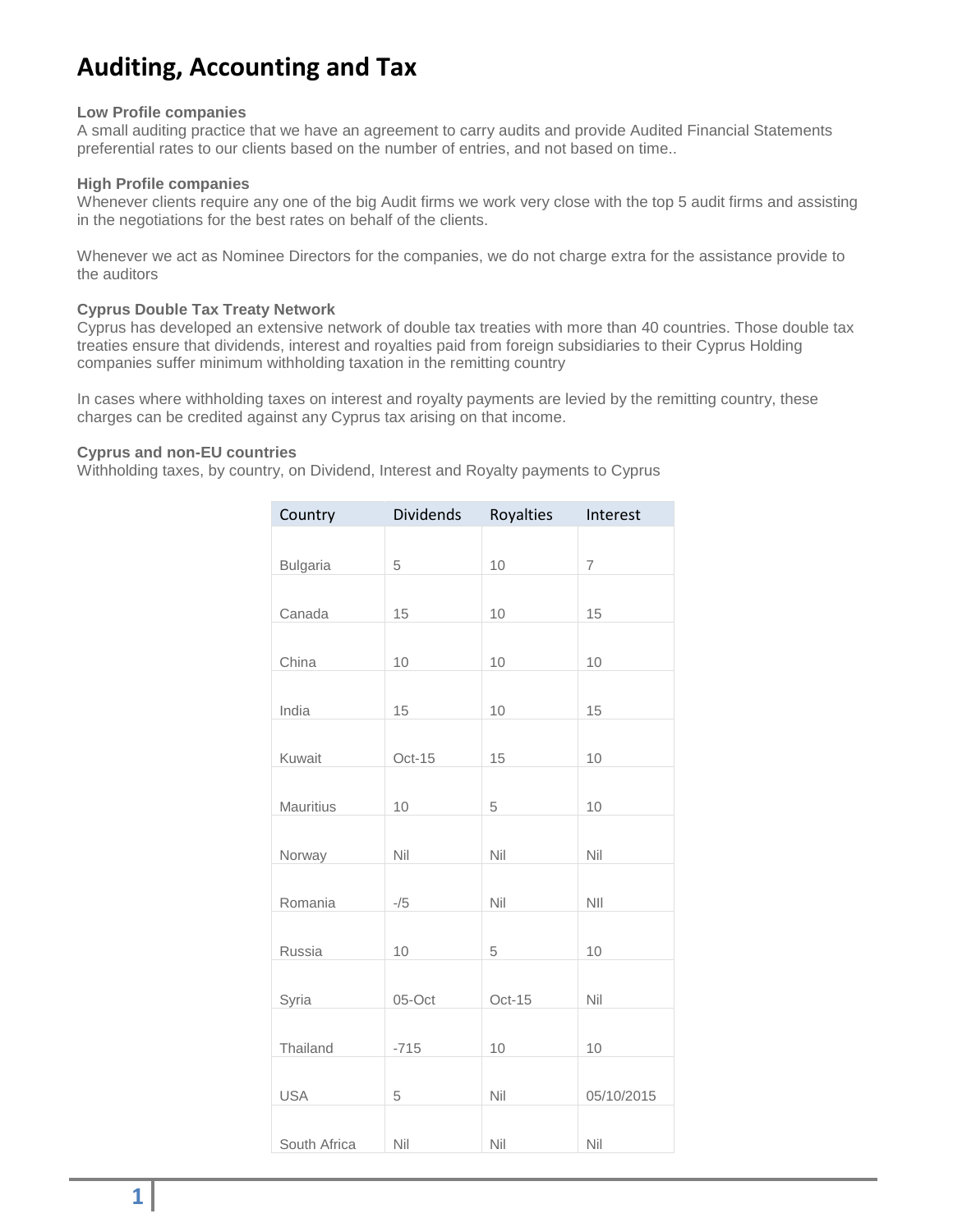# Auditing, Accounting and Tax

**Low Profile companies**
A small auditing practice that we have an agreement to carry audits and provide Audited Financial Statements preferential rates to our clients based on the number of entries, and not based on time..

**High Profile companies**
Whenever clients require any one of the big Audit firms we work very close with the top 5 audit firms and assisting in the negotiations for the best rates on behalf of the clients.

Whenever we act as Nominee Directors for the companies, we do not charge extra for the assistance provide to the auditors

**Cyprus Double Tax Treaty Network**
Cyprus has developed an extensive network of double tax treaties with more than 40 countries. Those double tax treaties ensure that dividends, interest and royalties paid from foreign subsidiaries to their Cyprus Holding companies suffer minimum withholding taxation in the remitting country

In cases where withholding taxes on interest and royalty payments are levied by the remitting country, these charges can be credited against any Cyprus tax arising on that income.

**Cyprus and non-EU countries**
Withholding taxes, by country, on Dividend, Interest and Royalty payments to Cyprus

| Country | Dividends | Royalties | Interest |
|---|---|---|---|
| Bulgaria | 5 | 10 | 7 |
| Canada | 15 | 10 | 15 |
| China | 10 | 10 | 10 |
| India | 15 | 10 | 15 |
| Kuwait | Oct-15 | 15 | 10 |
| Mauritius | 10 | 5 | 10 |
| Norway | Nil | Nil | Nil |
| Romania | -/5 | Nil | NIl |
| Russia | 10 | 5 | 10 |
| Syria | 05-Oct | Oct-15 | Nil |
| Thailand | -715 | 10 | 10 |
| USA | 5 | Nil | 05/10/2015 |
| South Africa | Nil | Nil | Nil |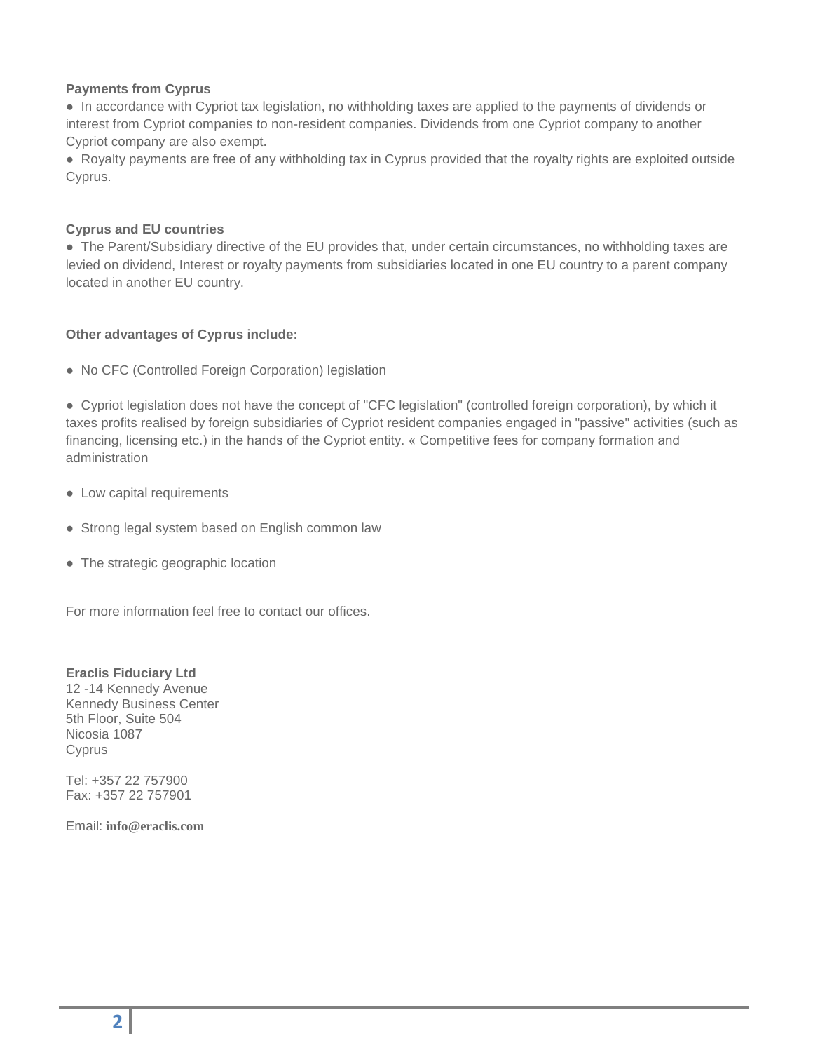**Payments from Cyprus**

● In accordance with Cypriot tax legislation, no withholding taxes are applied to the payments of dividends or interest from Cypriot companies to non-resident companies. Dividends from one Cypriot company to another Cypriot company are also exempt.

● Royalty payments are free of any withholding tax in Cyprus provided that the royalty rights are exploited outside Cyprus.

**Cyprus and EU countries**

● The Parent/Subsidiary directive of the EU provides that, under certain circumstances, no withholding taxes are levied on dividend, Interest or royalty payments from subsidiaries located in one EU country to a parent company located in another EU country.

**Other advantages of Cyprus include:**

● No CFC (Controlled Foreign Corporation) legislation

● Cypriot legislation does not have the concept of "CFC legislation" (controlled foreign corporation), by which it taxes profits realised by foreign subsidiaries of Cypriot resident companies engaged in "passive" activities (such as financing, licensing etc.) in the hands of the Cypriot entity. « Competitive fees for company formation and administration

● Low capital requirements

● Strong legal system based on English common law

● The strategic geographic location

For more information feel free to contact our offices.

**Eraclis Fiduciary Ltd**
12 -14 Kennedy Avenue
Kennedy Business Center
5th Floor, Suite 504
Nicosia 1087
Cyprus

Tel: +357 22 757900
Fax: +357 22 757901

Email: **info@eraclis.com**